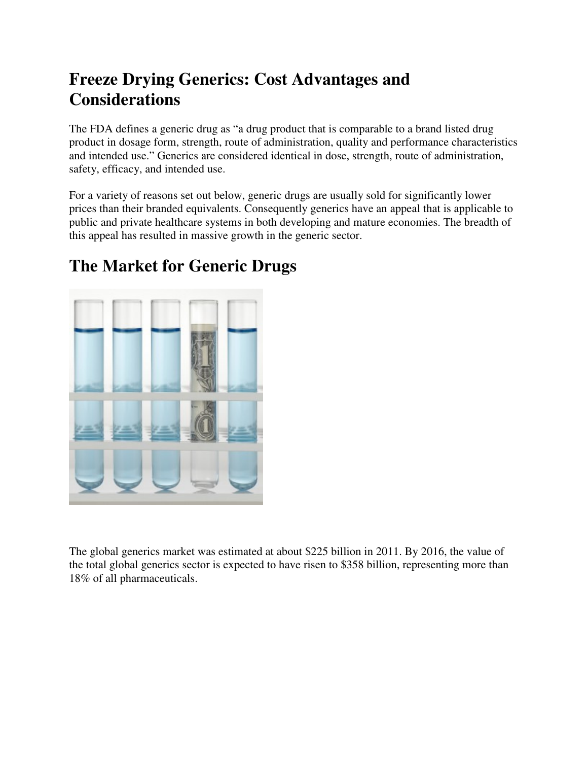# Freeze Drying Generics: Cost Advantages and Considerations

The FDA defines a generic drug as "a drug product that is comparable to a brand listed drug product in dosage form, strength, route of administration, quality and performance characteristics and intended use." Generics are considered identical in dose, strength, route of administration, safety, efficacy, and intended use.

For a variety of reasons set out below, generic drugs are usually sold for significantly lower prices than their branded equivalents. Consequently generics have an appeal that is applicable to public and private healthcare systems in both developing and mature economies. The breadth of this appeal has resulted in massive growth in the generic sector.

# The Market for Generic Drugs

The global generics market was estimated at about $225 billion in 2011. By 2016, the value of the total global generics sector is expected to have risen to $358 billion, representing more than 18% of all pharmaceuticals.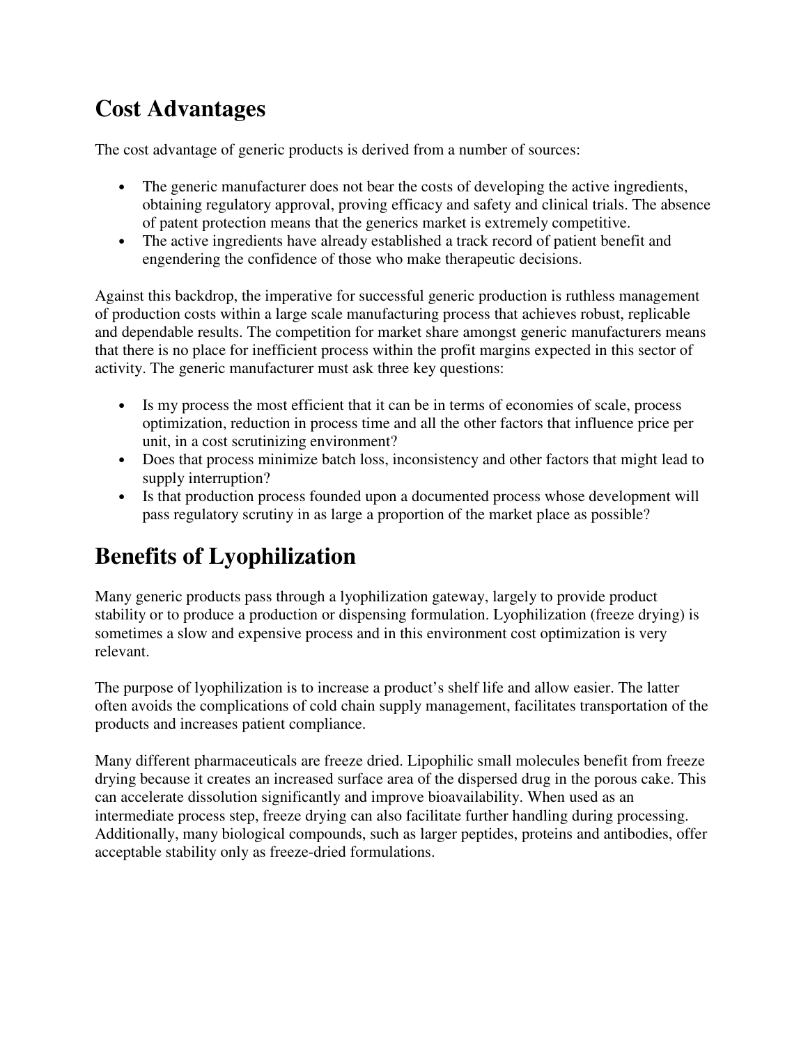## Cost Advantages

The cost advantage of generic products is derived from a number of sources:

- The generic manufacturer does not bear the costs of developing the active ingredients, obtaining regulatory approval, proving efficacy and safety and clinical trials. The absence of patent protection means that the generics market is extremely competitive.
- The active ingredients have already established a track record of patient benefit and engendering the confidence of those who make therapeutic decisions.

Against this backdrop, the imperative for successful generic production is ruthless management of production costs within a large scale manufacturing process that achieves robust, replicable and dependable results. The competition for market share amongst generic manufacturers means that there is no place for inefficient process within the profit margins expected in this sector of activity. The generic manufacturer must ask three key questions:

- Is my process the most efficient that it can be in terms of economies of scale, process optimization, reduction in process time and all the other factors that influence price per unit, in a cost scrutinizing environment?
- Does that process minimize batch loss, inconsistency and other factors that might lead to supply interruption?
- Is that production process founded upon a documented process whose development will pass regulatory scrutiny in as large a proportion of the market place as possible?

## Benefits of Lyophilization

Many generic products pass through a lyophilization gateway, largely to provide product stability or to produce a production or dispensing formulation. Lyophilization (freeze drying) is sometimes a slow and expensive process and in this environment cost optimization is very relevant.

The purpose of lyophilization is to increase a product's shelf life and allow easier. The latter often avoids the complications of cold chain supply management, facilitates transportation of the products and increases patient compliance.

Many different pharmaceuticals are freeze dried. Lipophilic small molecules benefit from freeze drying because it creates an increased surface area of the dispersed drug in the porous cake. This can accelerate dissolution significantly and improve bioavailability. When used as an intermediate process step, freeze drying can also facilitate further handling during processing. Additionally, many biological compounds, such as larger peptides, proteins and antibodies, offer acceptable stability only as freeze-dried formulations.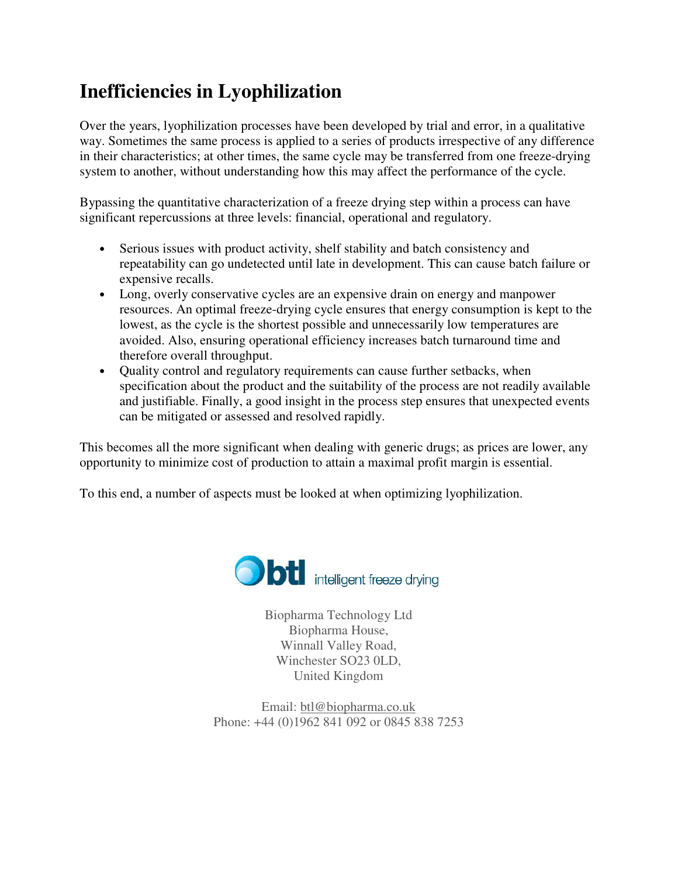# Inefficiencies in Lyophilization

Over the years, lyophilization processes have been developed by trial and error, in a qualitative way. Sometimes the same process is applied to a series of products irrespective of any difference in their characteristics; at other times, the same cycle may be transferred from one freeze-drying system to another, without understanding how this may affect the performance of the cycle.

Bypassing the quantitative characterization of a freeze drying step within a process can have significant repercussions at three levels: financial, operational and regulatory.

- Serious issues with product activity, shelf stability and batch consistency and repeatability can go undetected until late in development. This can cause batch failure or expensive recalls.
- Long, overly conservative cycles are an expensive drain on energy and manpower resources. An optimal freeze-drying cycle ensures that energy consumption is kept to the lowest, as the cycle is the shortest possible and unnecessarily low temperatures are avoided. Also, ensuring operational efficiency increases batch turnaround time and therefore overall throughput.
- Quality control and regulatory requirements can cause further setbacks, when specification about the product and the suitability of the process are not readily available and justifiable. Finally, a good insight in the process step ensures that unexpected events can be mitigated or assessed and resolved rapidly.

This becomes all the more significant when dealing with generic drugs; as prices are lower, any opportunity to minimize cost of production to attain a maximal profit margin is essential.

To this end, a number of aspects must be looked at when optimizing lyophilization.

btl intelligent freeze drying

Biopharma Technology Ltd
Biopharma House,
Winnall Valley Road,
Winchester SO23 0LD,
United Kingdom

Email: btl@biopharma.co.uk
Phone: +44 (0)1962 841 092 or 0845 838 7253